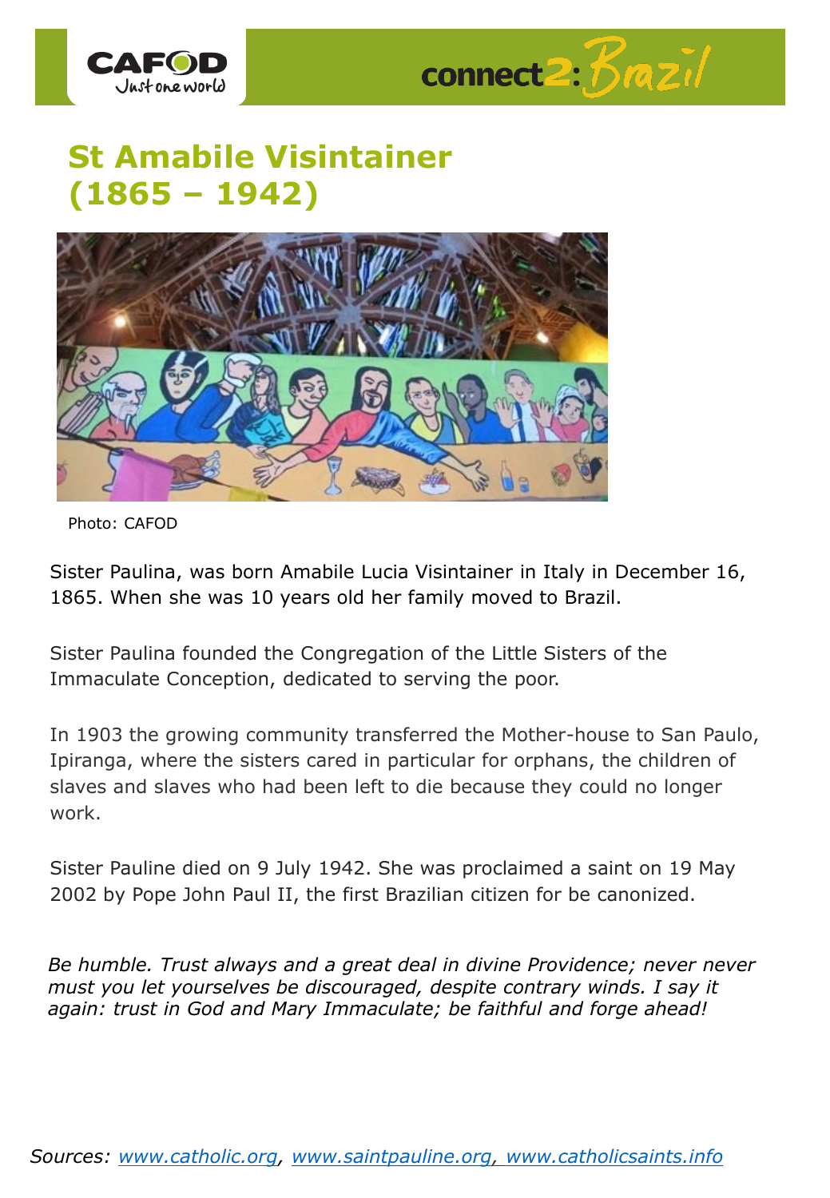# St Amabile Visintainer (1865 – 1942)

Photo: CAFOD

Sister Paulina, was born Amabile Lucia Visintainer in Italy in December 16, 1865. When she was 10 years old her family moved to Brazil.

Sister Paulina founded the Congregation of the Little Sisters of the Immaculate Conception, dedicated to serving the poor.

In 1903 the growing community transferred the Mother-house to San Paulo, Ipiranga, where the sisters cared in particular for orphans, the children of slaves and slaves who had been left to die because they could no longer work.

Sister Pauline died on 9 July 1942. She was proclaimed a saint on 19 May 2002 by Pope John Paul II, the first Brazilian citizen for be canonized.

*Be humble. Trust always and a great deal in divine Providence; never never must you let yourselves be discouraged, despite contrary winds. I say it again: trust in God and Mary Immaculate; be faithful and forge ahead!*

*Sources:* *www.catholic.org*, *www.saintpauline.org*, *www.catholicsaints.info*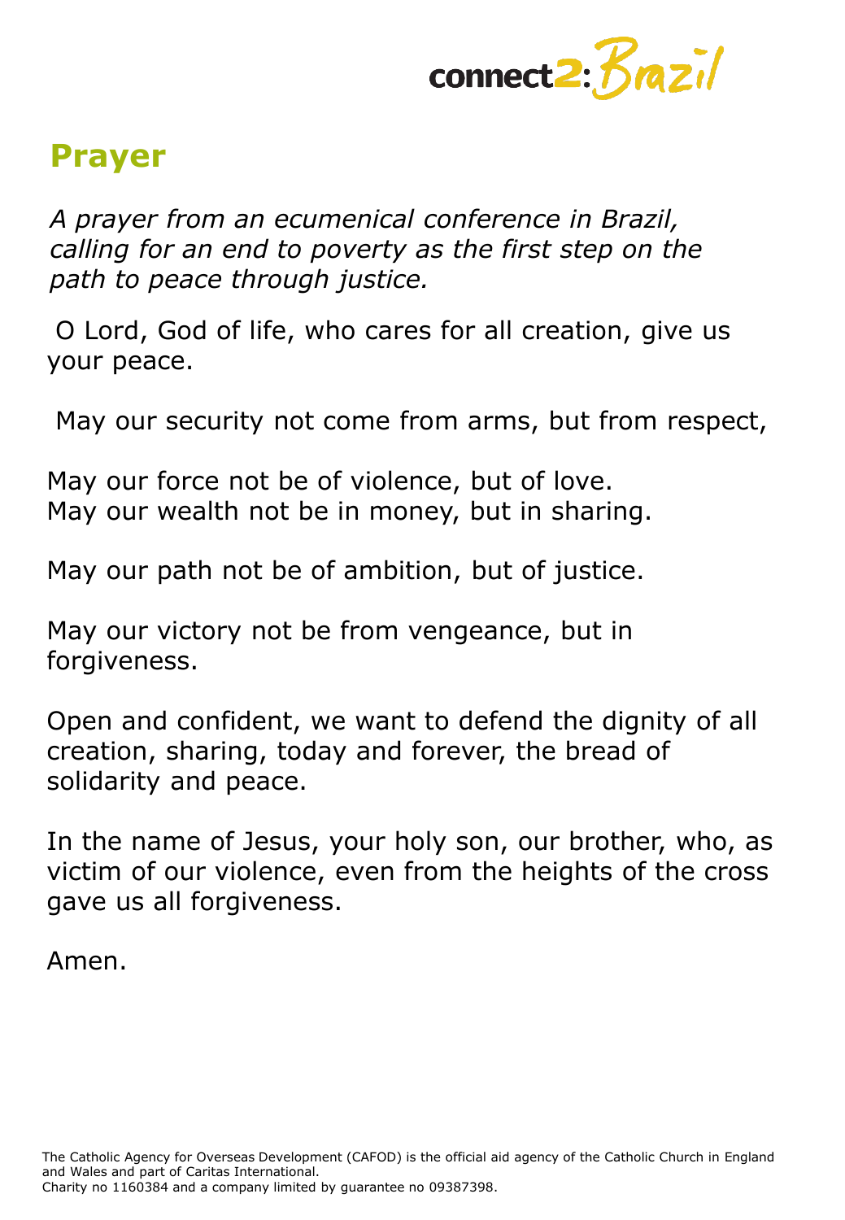connect2: Brazil

## Prayer

*A prayer from an ecumenical conference in Brazil, calling for an end to poverty as the first step on the path to peace through justice.*

O Lord, God of life, who cares for all creation, give us your peace.

May our security not come from arms, but from respect,

May our force not be of violence, but of love.
May our wealth not be in money, but in sharing.

May our path not be of ambition, but of justice.

May our victory not be from vengeance, but in forgiveness.

Open and confident, we want to defend the dignity of all creation, sharing, today and forever, the bread of solidarity and peace.

In the name of Jesus, your holy son, our brother, who, as victim of our violence, even from the heights of the cross gave us all forgiveness.

Amen.

The Catholic Agency for Overseas Development (CAFOD) is the official aid agency of the Catholic Church in England and Wales and part of Caritas International.
Charity no 1160384 and a company limited by guarantee no 09387398.